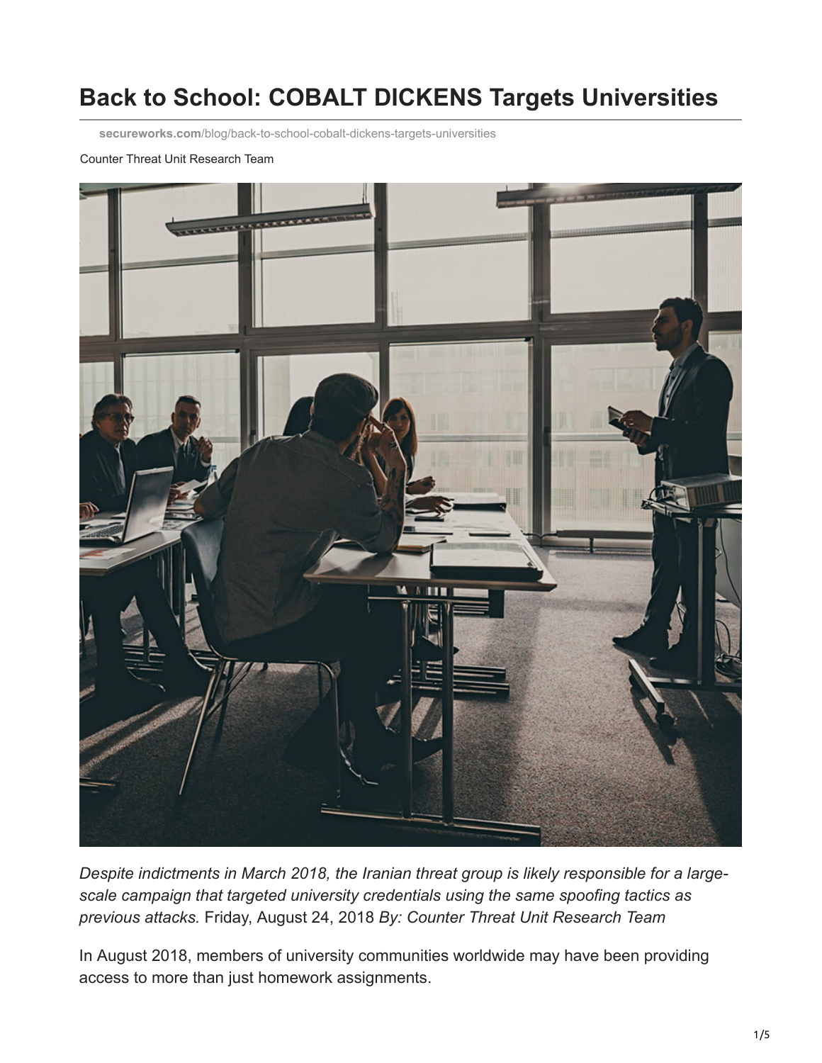# Back to School: COBALT DICKENS Targets Universities

**secureworks.com**/blog/back-to-school-cobalt-dickens-targets-universities

Counter Threat Unit Research Team

*Despite indictments in March 2018, the Iranian threat group is likely responsible for a large-scale campaign that targeted university credentials using the same spoofing tactics as previous attacks.* Friday, August 24, 2018 *By: Counter Threat Unit Research Team*

In August 2018, members of university communities worldwide may have been providing access to more than just homework assignments.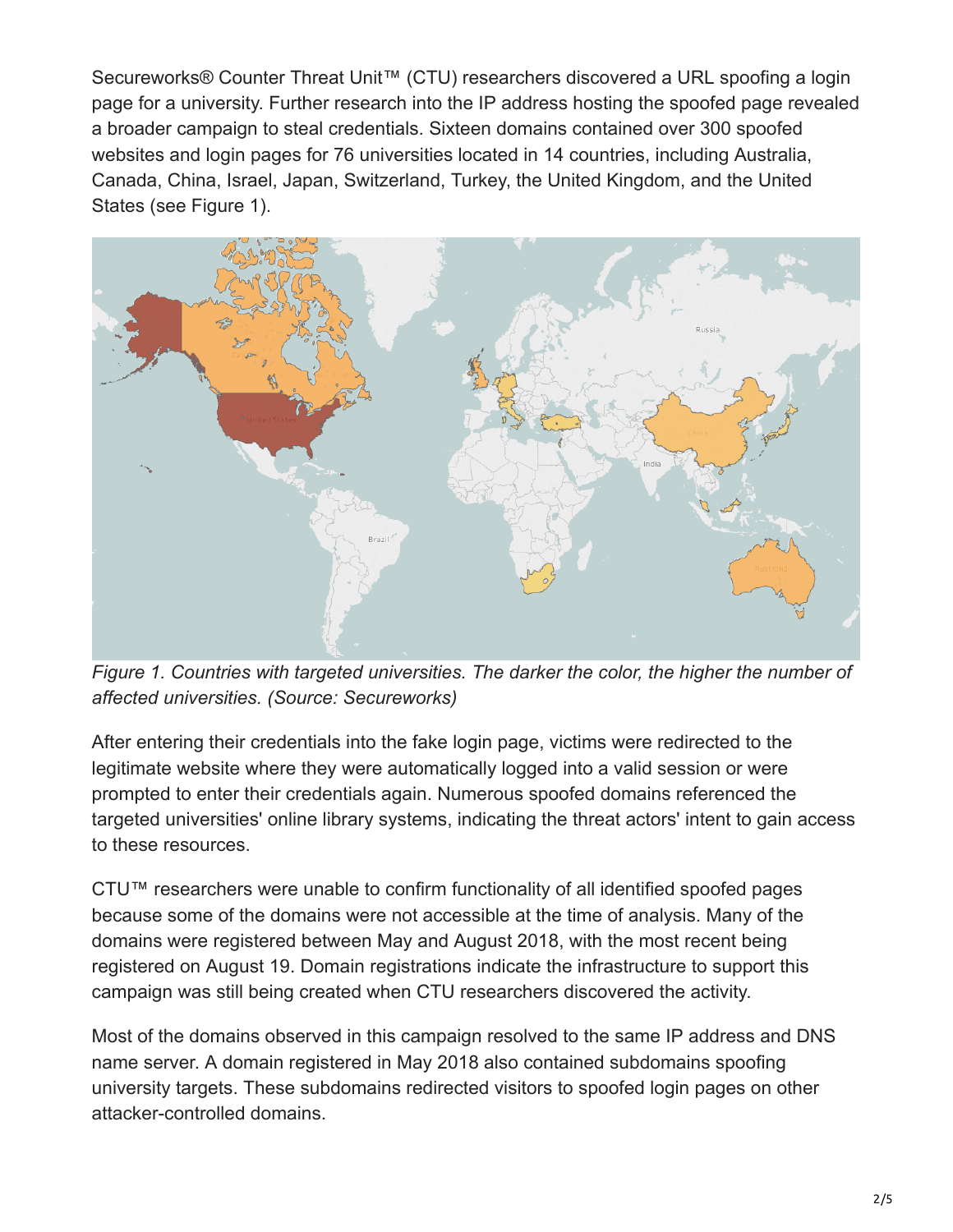Secureworks® Counter Threat Unit™ (CTU) researchers discovered a URL spoofing a login page for a university. Further research into the IP address hosting the spoofed page revealed a broader campaign to steal credentials. Sixteen domains contained over 300 spoofed websites and login pages for 76 universities located in 14 countries, including Australia, Canada, China, Israel, Japan, Switzerland, Turkey, the United Kingdom, and the United States (see Figure 1).

*Figure 1. Countries with targeted universities. The darker the color, the higher the number of affected universities. (Source: Secureworks)*

After entering their credentials into the fake login page, victims were redirected to the legitimate website where they were automatically logged into a valid session or were prompted to enter their credentials again. Numerous spoofed domains referenced the targeted universities' online library systems, indicating the threat actors' intent to gain access to these resources.

CTU™ researchers were unable to confirm functionality of all identified spoofed pages because some of the domains were not accessible at the time of analysis. Many of the domains were registered between May and August 2018, with the most recent being registered on August 19. Domain registrations indicate the infrastructure to support this campaign was still being created when CTU researchers discovered the activity.

Most of the domains observed in this campaign resolved to the same IP address and DNS name server. A domain registered in May 2018 also contained subdomains spoofing university targets. These subdomains redirected visitors to spoofed login pages on other attacker-controlled domains.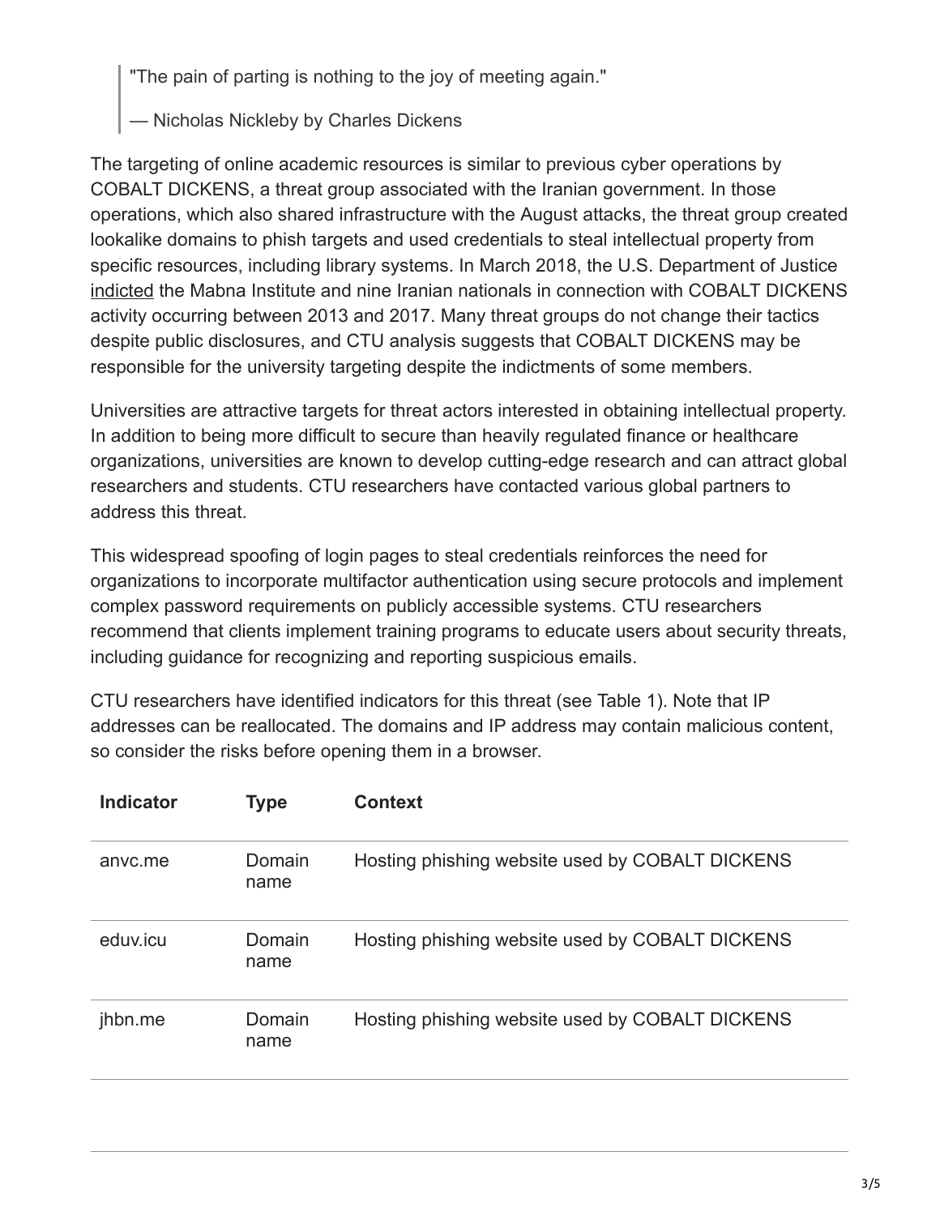> "The pain of parting is nothing to the joy of meeting again."
>
> — Nicholas Nickleby by Charles Dickens

The targeting of online academic resources is similar to previous cyber operations by COBALT DICKENS, a threat group associated with the Iranian government. In those operations, which also shared infrastructure with the August attacks, the threat group created lookalike domains to phish targets and used credentials to steal intellectual property from specific resources, including library systems. In March 2018, the U.S. Department of Justice indicted the Mabna Institute and nine Iranian nationals in connection with COBALT DICKENS activity occurring between 2013 and 2017. Many threat groups do not change their tactics despite public disclosures, and CTU analysis suggests that COBALT DICKENS may be responsible for the university targeting despite the indictments of some members.

Universities are attractive targets for threat actors interested in obtaining intellectual property. In addition to being more difficult to secure than heavily regulated finance or healthcare organizations, universities are known to develop cutting-edge research and can attract global researchers and students. CTU researchers have contacted various global partners to address this threat.

This widespread spoofing of login pages to steal credentials reinforces the need for organizations to incorporate multifactor authentication using secure protocols and implement complex password requirements on publicly accessible systems. CTU researchers recommend that clients implement training programs to educate users about security threats, including guidance for recognizing and reporting suspicious emails.

CTU researchers have identified indicators for this threat (see Table 1). Note that IP addresses can be reallocated. The domains and IP address may contain malicious content, so consider the risks before opening them in a browser.

| Indicator | Type | Context |
|---|---|---|
| anvc.me | Domain name | Hosting phishing website used by COBALT DICKENS |
| eduv.icu | Domain name | Hosting phishing website used by COBALT DICKENS |
| jhbn.me | Domain name | Hosting phishing website used by COBALT DICKENS |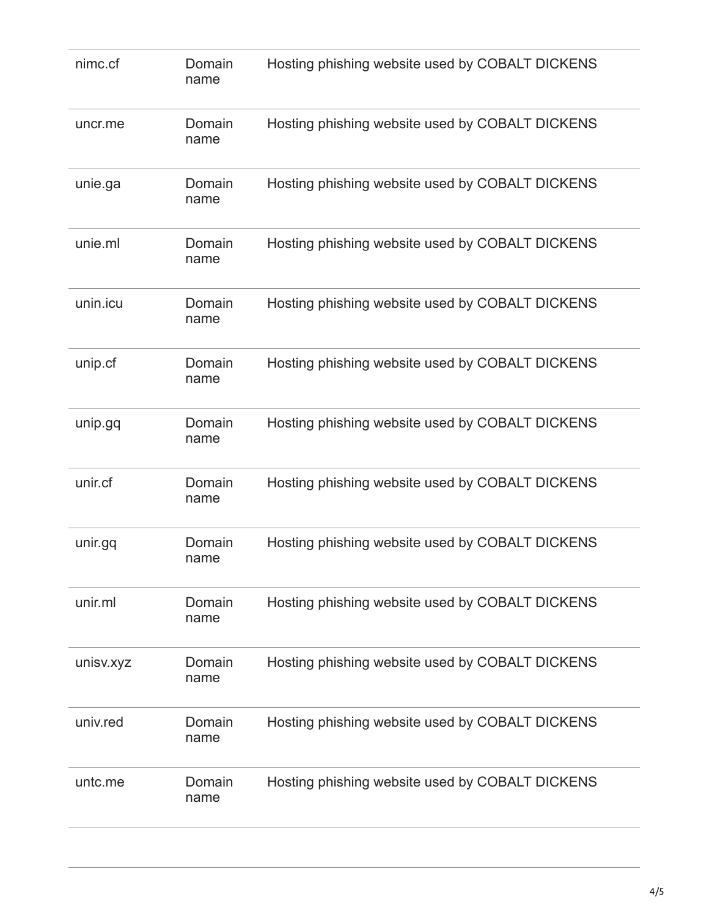| | | |
|---|---|---|
| nimc.cf | Domain name | Hosting phishing website used by COBALT DICKENS |
| uncr.me | Domain name | Hosting phishing website used by COBALT DICKENS |
| unie.ga | Domain name | Hosting phishing website used by COBALT DICKENS |
| unie.ml | Domain name | Hosting phishing website used by COBALT DICKENS |
| unin.icu | Domain name | Hosting phishing website used by COBALT DICKENS |
| unip.cf | Domain name | Hosting phishing website used by COBALT DICKENS |
| unip.gq | Domain name | Hosting phishing website used by COBALT DICKENS |
| unir.cf | Domain name | Hosting phishing website used by COBALT DICKENS |
| unir.gq | Domain name | Hosting phishing website used by COBALT DICKENS |
| unir.ml | Domain name | Hosting phishing website used by COBALT DICKENS |
| unisv.xyz | Domain name | Hosting phishing website used by COBALT DICKENS |
| univ.red | Domain name | Hosting phishing website used by COBALT DICKENS |
| untc.me | Domain name | Hosting phishing website used by COBALT DICKENS |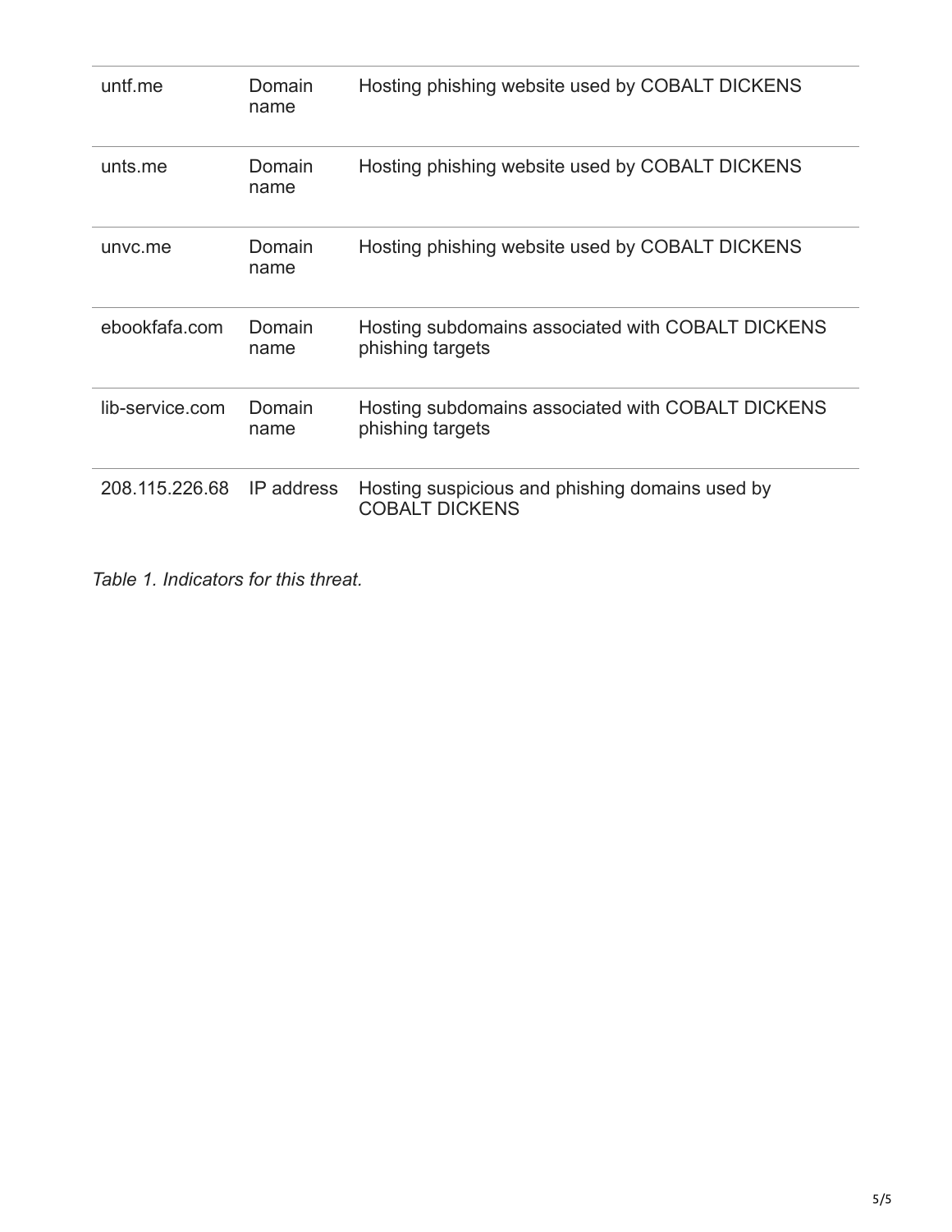| | | |
|---|---|---|
| untf.me | Domain name | Hosting phishing website used by COBALT DICKENS |
| unts.me | Domain name | Hosting phishing website used by COBALT DICKENS |
| unvc.me | Domain name | Hosting phishing website used by COBALT DICKENS |
| ebookfafa.com | Domain name | Hosting subdomains associated with COBALT DICKENS phishing targets |
| lib-service.com | Domain name | Hosting subdomains associated with COBALT DICKENS phishing targets |
| 208.115.226.68 | IP address | Hosting suspicious and phishing domains used by COBALT DICKENS |

*Table 1. Indicators for this threat.*